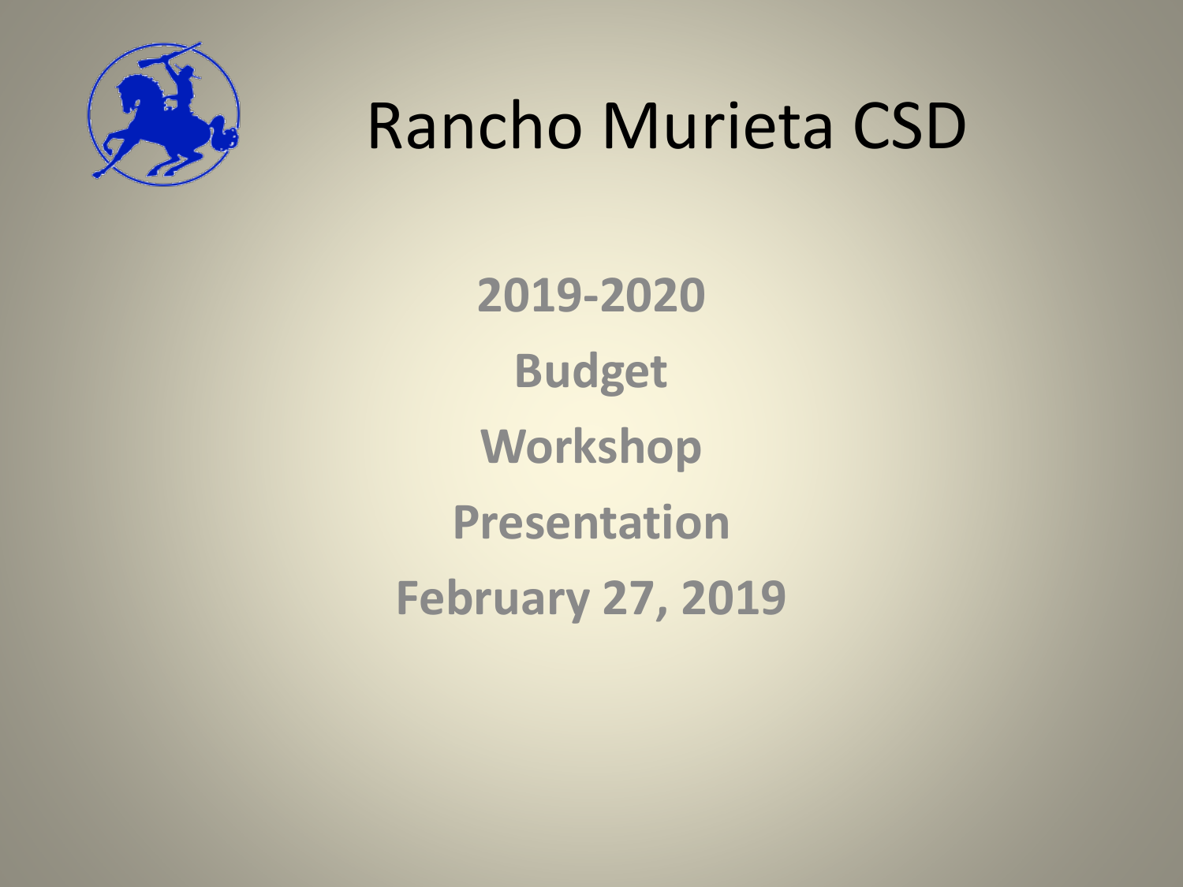# Rancho Murieta CSD

**2019-2020**

**Budget**

**Workshop**

**Presentation**

**February 27, 2019**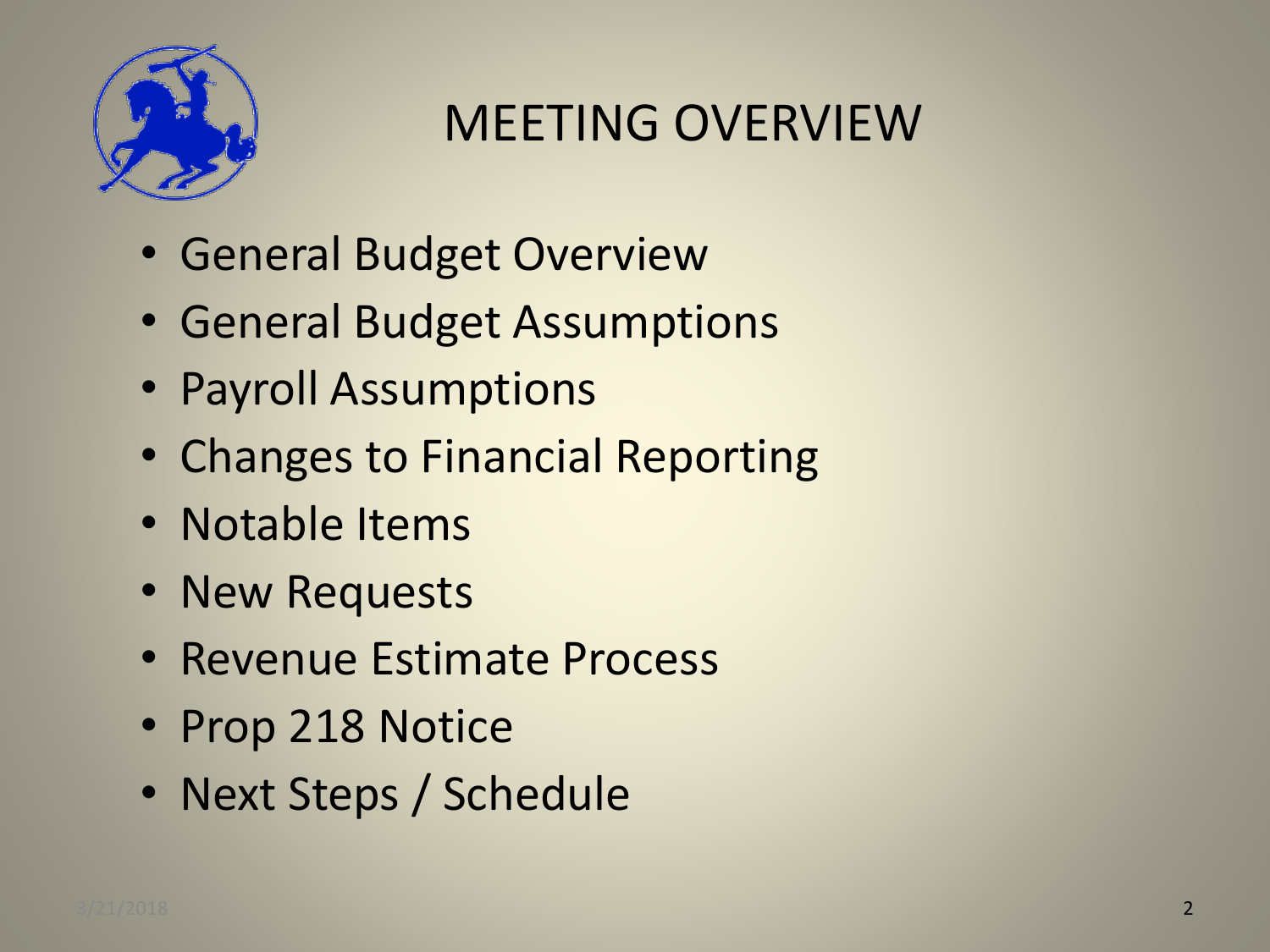# MEETING OVERVIEW

- General Budget Overview
- General Budget Assumptions
- Payroll Assumptions
- Changes to Financial Reporting
- Notable Items
- New Requests
- Revenue Estimate Process
- Prop 218 Notice
- Next Steps / Schedule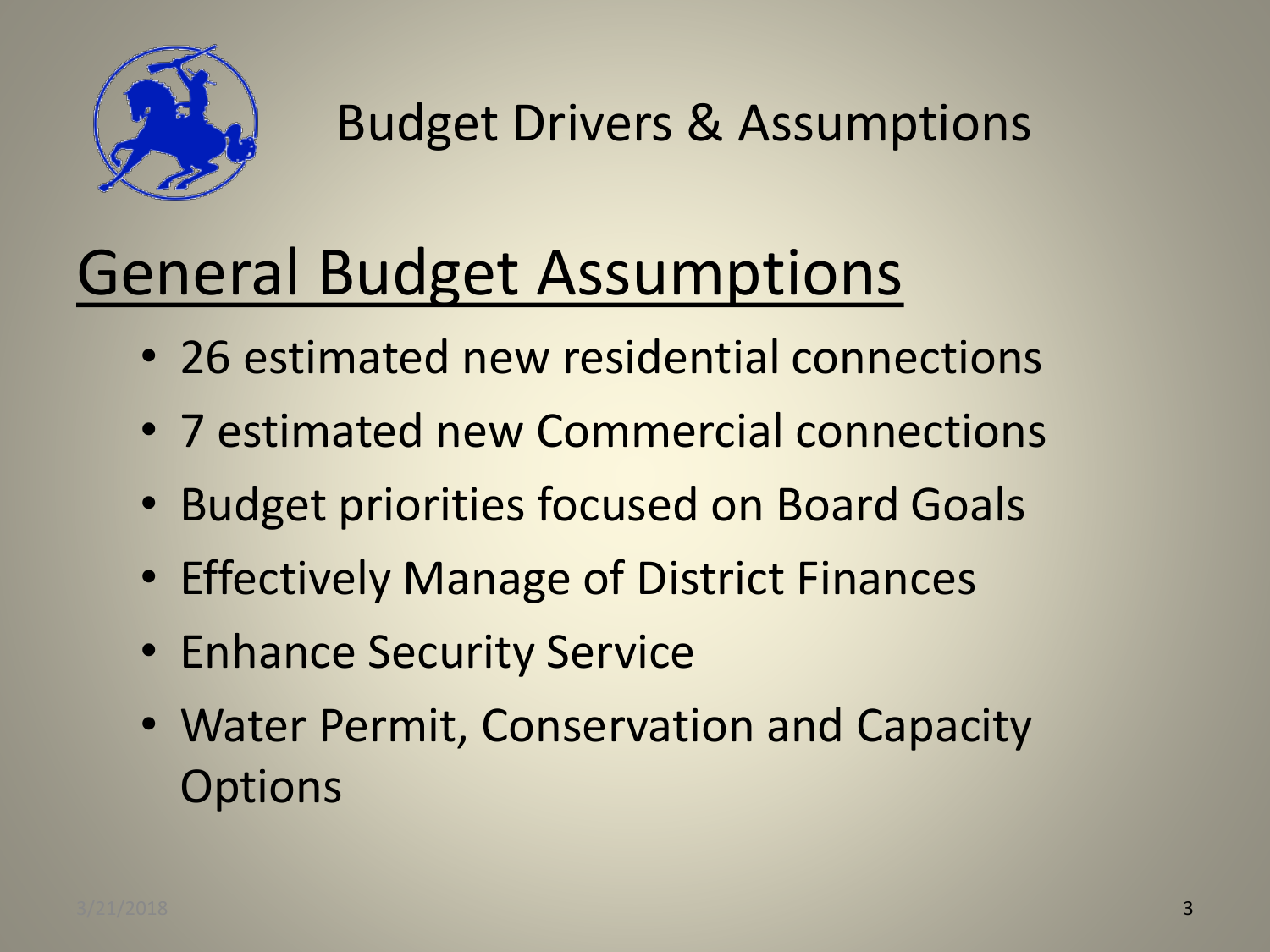# Budget Drivers & Assumptions

## General Budget Assumptions

- 26 estimated new residential connections
- 7 estimated new Commercial connections
- Budget priorities focused on Board Goals
- Effectively Manage of District Finances
- Enhance Security Service
- Water Permit, Conservation and Capacity Options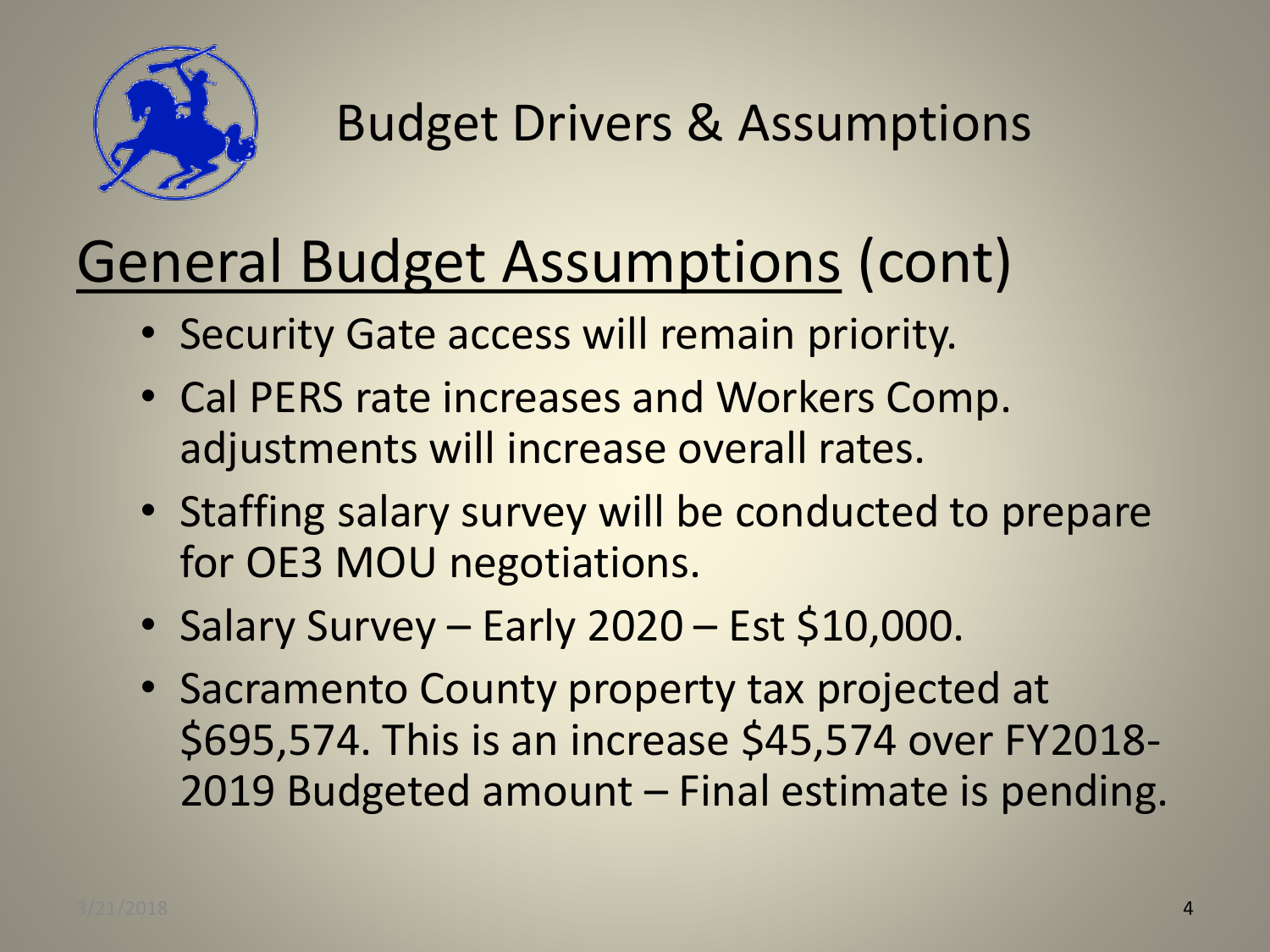# Budget Drivers & Assumptions

## General Budget Assumptions (cont)

- Security Gate access will remain priority.
- Cal PERS rate increases and Workers Comp. adjustments will increase overall rates.
- Staffing salary survey will be conducted to prepare for OE3 MOU negotiations.
- Salary Survey – Early 2020 – Est $10,000.
- Sacramento County property tax projected at $695,574. This is an increase $45,574 over FY2018-2019 Budgeted amount – Final estimate is pending.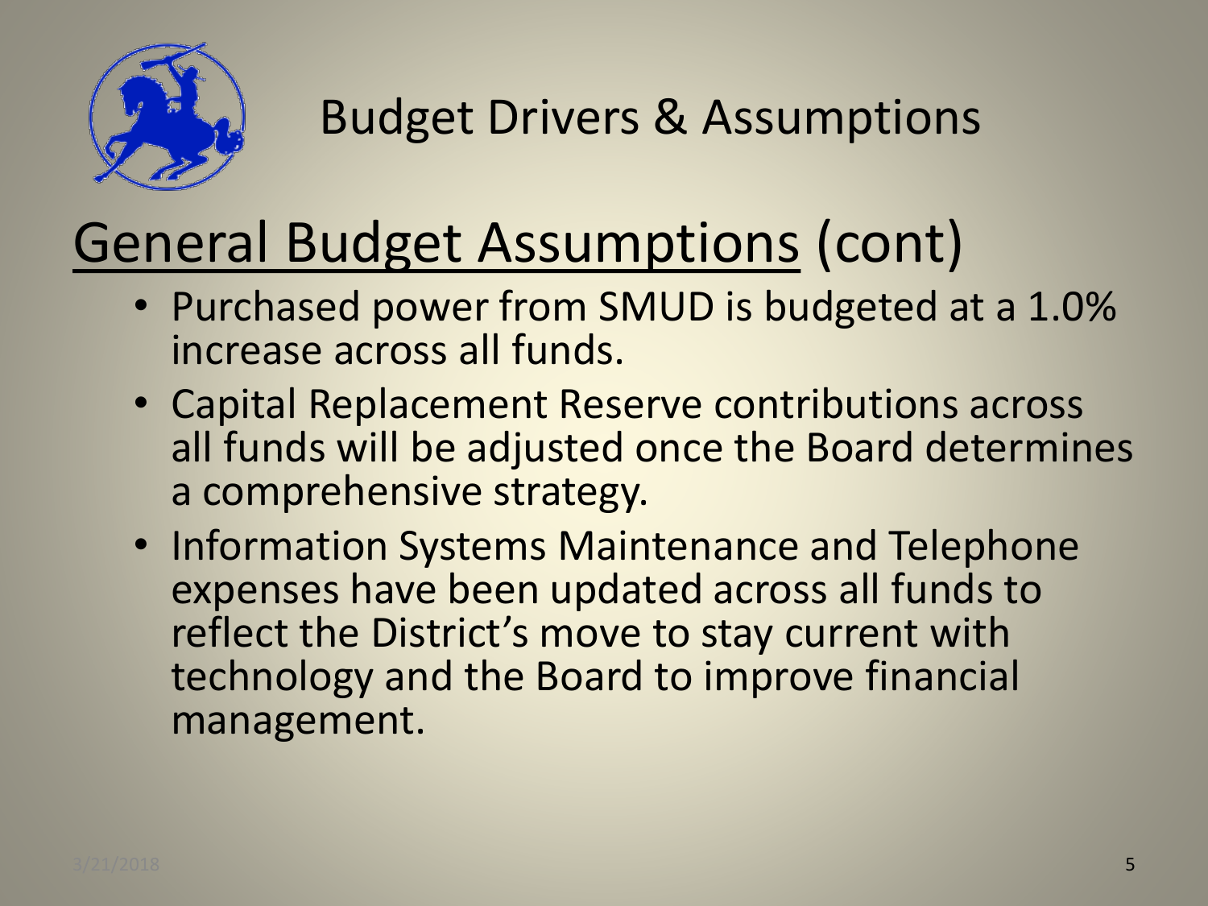# Budget Drivers & Assumptions

## General Budget Assumptions (cont)

- Purchased power from SMUD is budgeted at a 1.0% increase across all funds.
- Capital Replacement Reserve contributions across all funds will be adjusted once the Board determines a comprehensive strategy.
- Information Systems Maintenance and Telephone expenses have been updated across all funds to reflect the District's move to stay current with technology and the Board to improve financial management.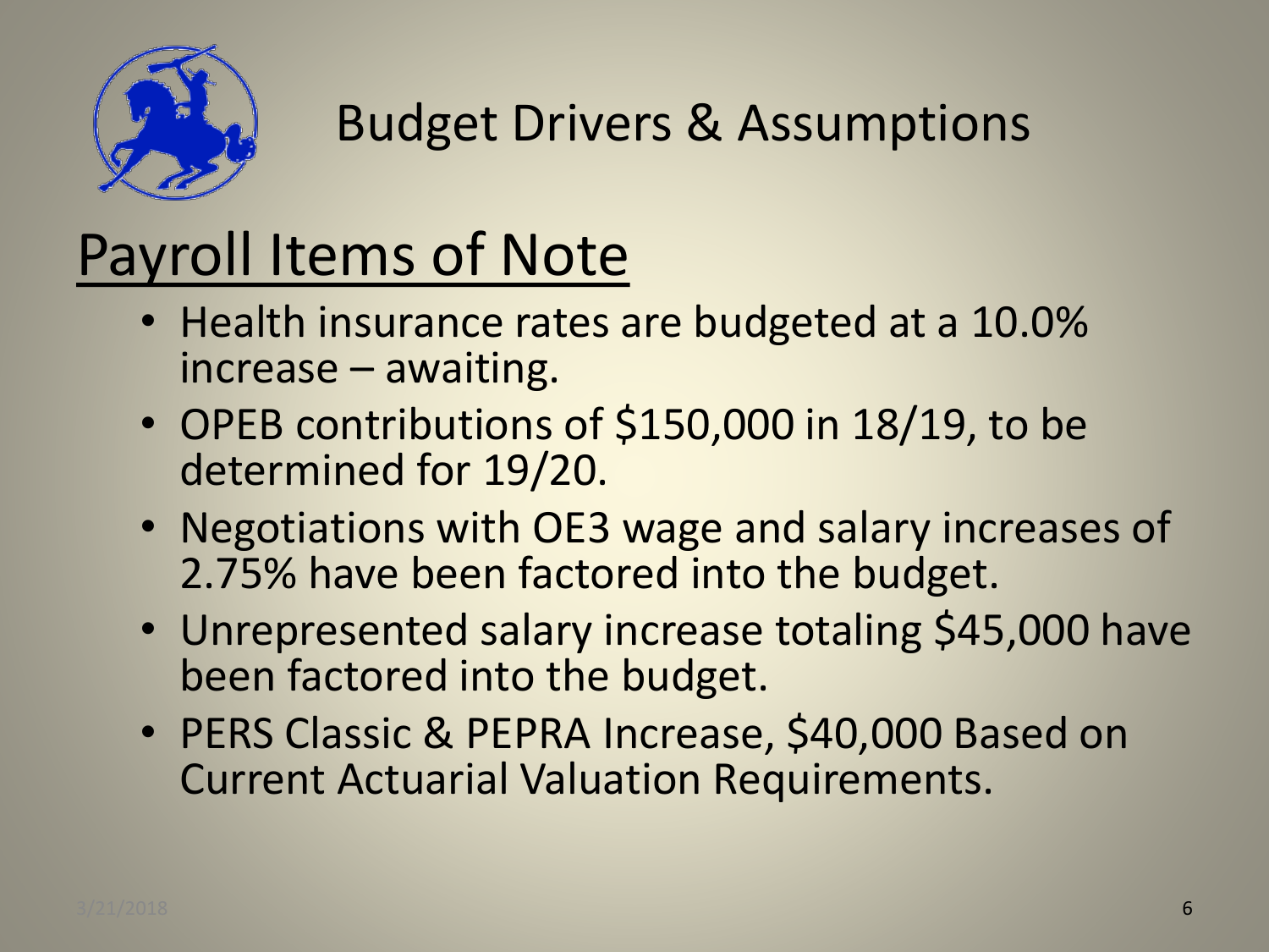# Budget Drivers & Assumptions

## Payroll Items of Note

- Health insurance rates are budgeted at a 10.0% increase – awaiting.
- OPEB contributions of $150,000 in 18/19, to be determined for 19/20.
- Negotiations with OE3 wage and salary increases of 2.75% have been factored into the budget.
- Unrepresented salary increase totaling $45,000 have been factored into the budget.
- PERS Classic & PEPRA Increase, $40,000 Based on Current Actuarial Valuation Requirements.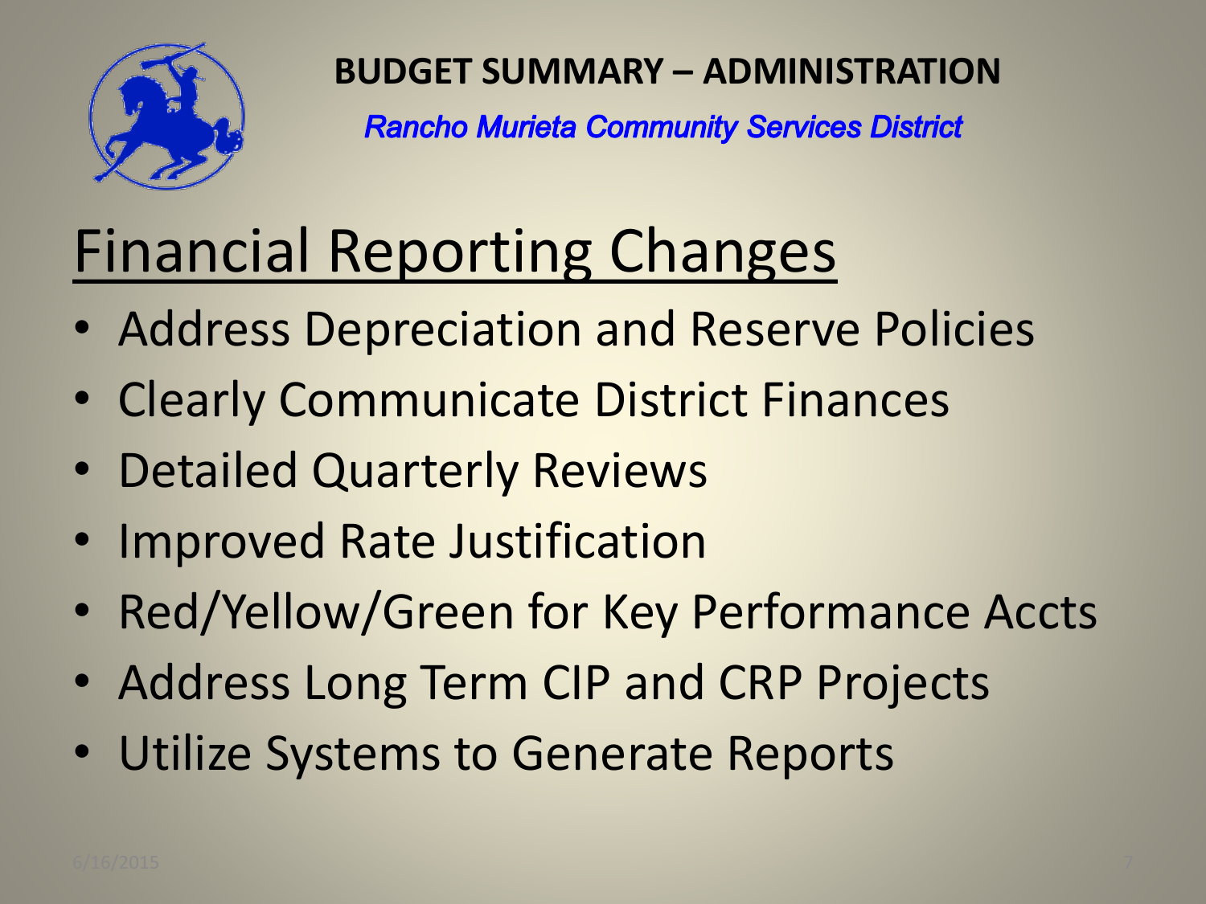**BUDGET SUMMARY – ADMINISTRATION**

*Rancho Murieta Community Services District*

# Financial Reporting Changes

- Address Depreciation and Reserve Policies
- Clearly Communicate District Finances
- Detailed Quarterly Reviews
- Improved Rate Justification
- Red/Yellow/Green for Key Performance Accts
- Address Long Term CIP and CRP Projects
- Utilize Systems to Generate Reports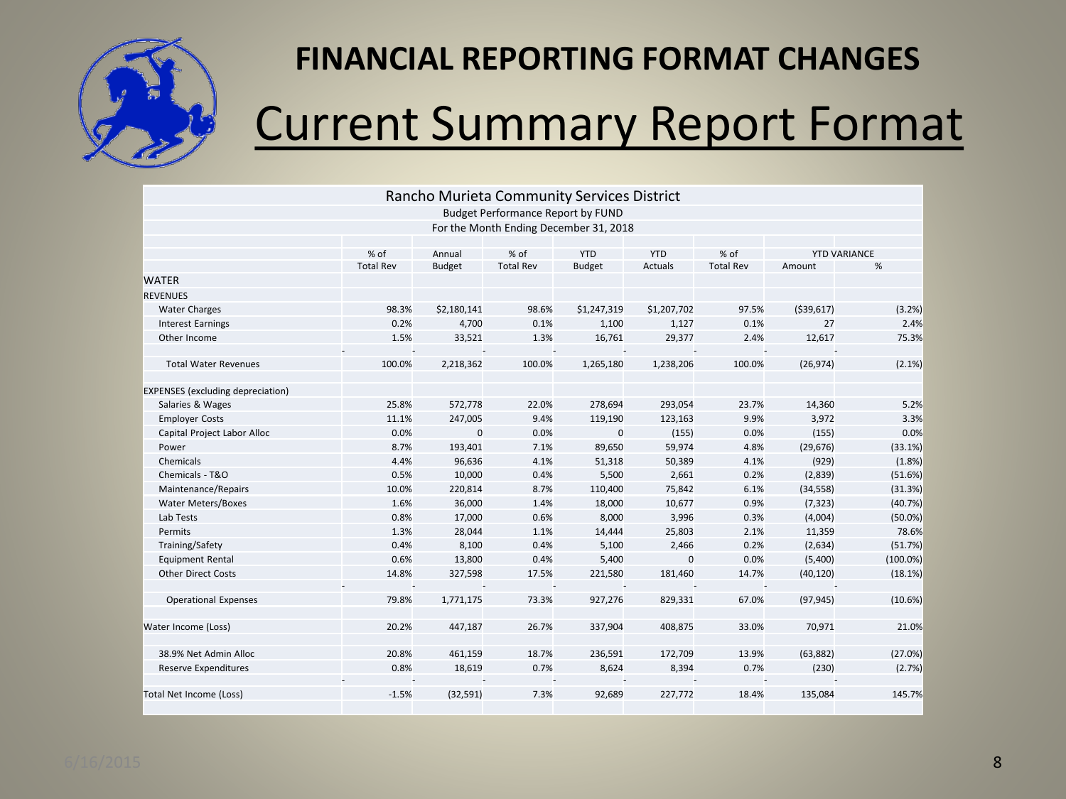# FINANCIAL REPORTING FORMAT CHANGES

## Current Summary Report Format

| Rancho Murieta Community Services District | | | | | | | | |
|---|---|---|---|---|---|---|---|---|
| Budget Performance Report by FUND | | | | | | | | |
| For the Month Ending December 31, 2018 | | | | | | | | |
| | % of Total Rev | Annual Budget | % of Total Rev | YTD Budget | YTD Actuals | % of Total Rev | YTD VARIANCE Amount | % |
| WATER | | | | | | | | |
| REVENUES | | | | | | | | |
| Water Charges | 98.3% | $2,180,141 | 98.6% | $1,247,319 | $1,207,702 | 97.5% | ($39,617) | (3.2%) |
| Interest Earnings | 0.2% | 4,700 | 0.1% | 1,100 | 1,127 | 0.1% | 27 | 2.4% |
| Other Income | 1.5% | 33,521 | 1.3% | 16,761 | 29,377 | 2.4% | 12,617 | 75.3% |
| Total Water Revenues | 100.0% | 2,218,362 | 100.0% | 1,265,180 | 1,238,206 | 100.0% | (26,974) | (2.1%) |
| EXPENSES (excluding depreciation) | | | | | | | | |
| Salaries & Wages | 25.8% | 572,778 | 22.0% | 278,694 | 293,054 | 23.7% | 14,360 | 5.2% |
| Employer Costs | 11.1% | 247,005 | 9.4% | 119,190 | 123,163 | 9.9% | 3,972 | 3.3% |
| Capital Project Labor Alloc | 0.0% | 0 | 0.0% | 0 | (155) | 0.0% | (155) | 0.0% |
| Power | 8.7% | 193,401 | 7.1% | 89,650 | 59,974 | 4.8% | (29,676) | (33.1%) |
| Chemicals | 4.4% | 96,636 | 4.1% | 51,318 | 50,389 | 4.1% | (929) | (1.8%) |
| Chemicals - T&O | 0.5% | 10,000 | 0.4% | 5,500 | 2,661 | 0.2% | (2,839) | (51.6%) |
| Maintenance/Repairs | 10.0% | 220,814 | 8.7% | 110,400 | 75,842 | 6.1% | (34,558) | (31.3%) |
| Water Meters/Boxes | 1.6% | 36,000 | 1.4% | 18,000 | 10,677 | 0.9% | (7,323) | (40.7%) |
| Lab Tests | 0.8% | 17,000 | 0.6% | 8,000 | 3,996 | 0.3% | (4,004) | (50.0%) |
| Permits | 1.3% | 28,044 | 1.1% | 14,444 | 25,803 | 2.1% | 11,359 | 78.6% |
| Training/Safety | 0.4% | 8,100 | 0.4% | 5,100 | 2,466 | 0.2% | (2,634) | (51.7%) |
| Equipment Rental | 0.6% | 13,800 | 0.4% | 5,400 | 0 | 0.0% | (5,400) | (100.0%) |
| Other Direct Costs | 14.8% | 327,598 | 17.5% | 221,580 | 181,460 | 14.7% | (40,120) | (18.1%) |
| Operational Expenses | 79.8% | 1,771,175 | 73.3% | 927,276 | 829,331 | 67.0% | (97,945) | (10.6%) |
| Water Income (Loss) | 20.2% | 447,187 | 26.7% | 337,904 | 408,875 | 33.0% | 70,971 | 21.0% |
| 38.9% Net Admin Alloc | 20.8% | 461,159 | 18.7% | 236,591 | 172,709 | 13.9% | (63,882) | (27.0%) |
| Reserve Expenditures | 0.8% | 18,619 | 0.7% | 8,624 | 8,394 | 0.7% | (230) | (2.7%) |
| Total Net Income (Loss) | -1.5% | (32,591) | 7.3% | 92,689 | 227,772 | 18.4% | 135,084 | 145.7% |

6/16/2015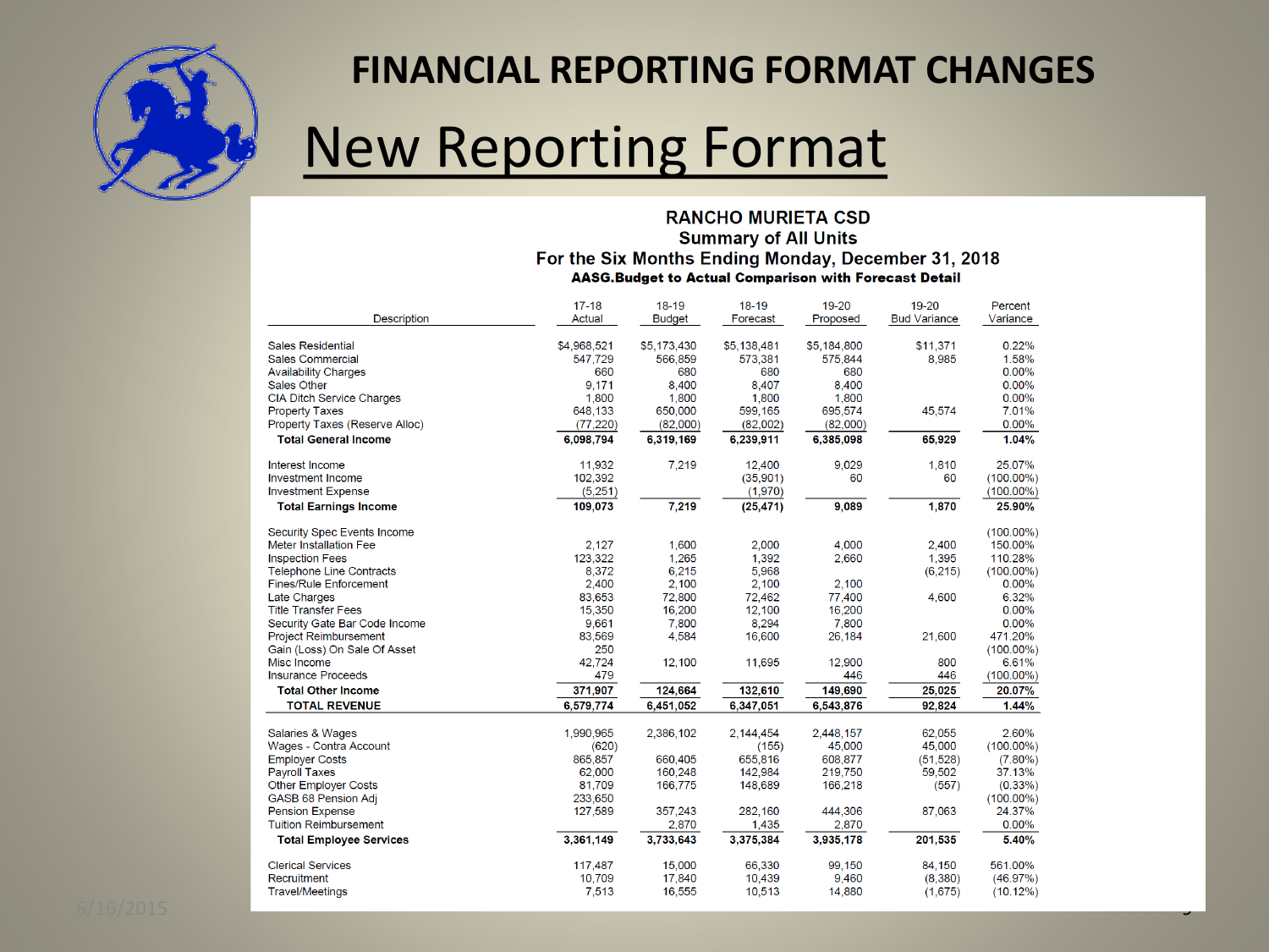# FINANCIAL REPORTING FORMAT CHANGES

## New Reporting Format

**RANCHO MURIETA CSD**
**Summary of All Units**
**For the Six Months Ending Monday, December 31, 2018**
**AASG.Budget to Actual Comparison with Forecast Detail**

| Description | 17-18 Actual | 18-19 Budget | 18-19 Forecast | 19-20 Proposed | 19-20 Bud Variance | Percent Variance |
|---|---|---|---|---|---|---|
| Sales Residential | $4,968,521 | $5,173,430 | $5,138,481 | $5,184,800 | $11,371 | 0.22% |
| Sales Commercial | 547,729 | 566,859 | 573,381 | 575,844 | 8,985 | 1.58% |
| Availability Charges | 660 | 680 | 680 | 680 | | 0.00% |
| Sales Other | 9,171 | 8,400 | 8,407 | 8,400 | | 0.00% |
| CIA Ditch Service Charges | 1,800 | 1,800 | 1,800 | 1,800 | | 0.00% |
| Property Taxes | 648,133 | 650,000 | 599,165 | 695,574 | 45,574 | 7.01% |
| Property Taxes (Reserve Alloc) | (77,220) | (82,000) | (82,002) | (82,000) | | 0.00% |
| **Total General Income** | **6,098,794** | **6,319,169** | **6,239,911** | **6,385,098** | **65,929** | **1.04%** |
| Interest Income | 11,932 | 7,219 | 12,400 | 9,029 | 1,810 | 25.07% |
| Investment Income | 102,392 | | (35,901) | 60 | 60 | (100.00%) |
| Investment Expense | (5,251) | | (1,970) | | | (100.00%) |
| **Total Earnings Income** | **109,073** | **7,219** | **(25,471)** | **9,089** | **1,870** | **25.90%** |
| Security Spec Events Income | | | | | | (100.00%) |
| Meter Installation Fee | 2,127 | 1,600 | 2,000 | 4,000 | 2,400 | 150.00% |
| Inspection Fees | 123,322 | 1,265 | 1,392 | 2,660 | 1,395 | 110.28% |
| Telephone Line Contracts | 8,372 | 6,215 | 5,968 | | (6,215) | (100.00%) |
| Fines/Rule Enforcement | 2,400 | 2,100 | 2,100 | 2,100 | | 0.00% |
| Late Charges | 83,653 | 72,800 | 72,462 | 77,400 | 4,600 | 6.32% |
| Title Transfer Fees | 15,350 | 16,200 | 12,100 | 16,200 | | 0.00% |
| Security Gate Bar Code Income | 9,661 | 7,800 | 8,294 | 7,800 | | 0.00% |
| Project Reimbursement | 83,569 | 4,584 | 16,600 | 26,184 | 21,600 | 471.20% |
| Gain (Loss) On Sale Of Asset | 250 | | | | | (100.00%) |
| Misc Income | 42,724 | 12,100 | 11,695 | 12,900 | 800 | 6.61% |
| Insurance Proceeds | 479 | | | 446 | 446 | (100.00%) |
| **Total Other Income** | **371,907** | **124,664** | **132,610** | **149,690** | **25,025** | **20.07%** |
| **TOTAL REVENUE** | **6,579,774** | **6,451,052** | **6,347,051** | **6,543,876** | **92,824** | **1.44%** |
| Salaries & Wages | 1,990,965 | 2,386,102 | 2,144,454 | 2,448,157 | 62,055 | 2.60% |
| Wages - Contra Account | (620) | | (155) | 45,000 | 45,000 | (100.00%) |
| Employer Costs | 865,857 | 660,405 | 655,816 | 608,877 | (51,528) | (7.80%) |
| Payroll Taxes | 62,000 | 160,248 | 142,984 | 219,750 | 59,502 | 37.13% |
| Other Employer Costs | 81,709 | 166,775 | 148,689 | 166,218 | (557) | (0.33%) |
| GASB 68 Pension Adj | 233,650 | | | | | (100.00%) |
| Pension Expense | 127,589 | 357,243 | 282,160 | 444,306 | 87,063 | 24.37% |
| Tuition Reimbursement | | 2,870 | 1,435 | 2,870 | | 0.00% |
| **Total Employee Services** | **3,361,149** | **3,733,643** | **3,375,384** | **3,935,178** | **201,535** | **5.40%** |
| Clerical Services | 117,487 | 15,000 | 66,330 | 99,150 | 84,150 | 561.00% |
| Recruitment | 10,709 | 17,840 | 10,439 | 9,460 | (8,380) | (46.97%) |
| Travel/Meetings | 7,513 | 16,555 | 10,513 | 14,880 | (1,675) | (10.12%) |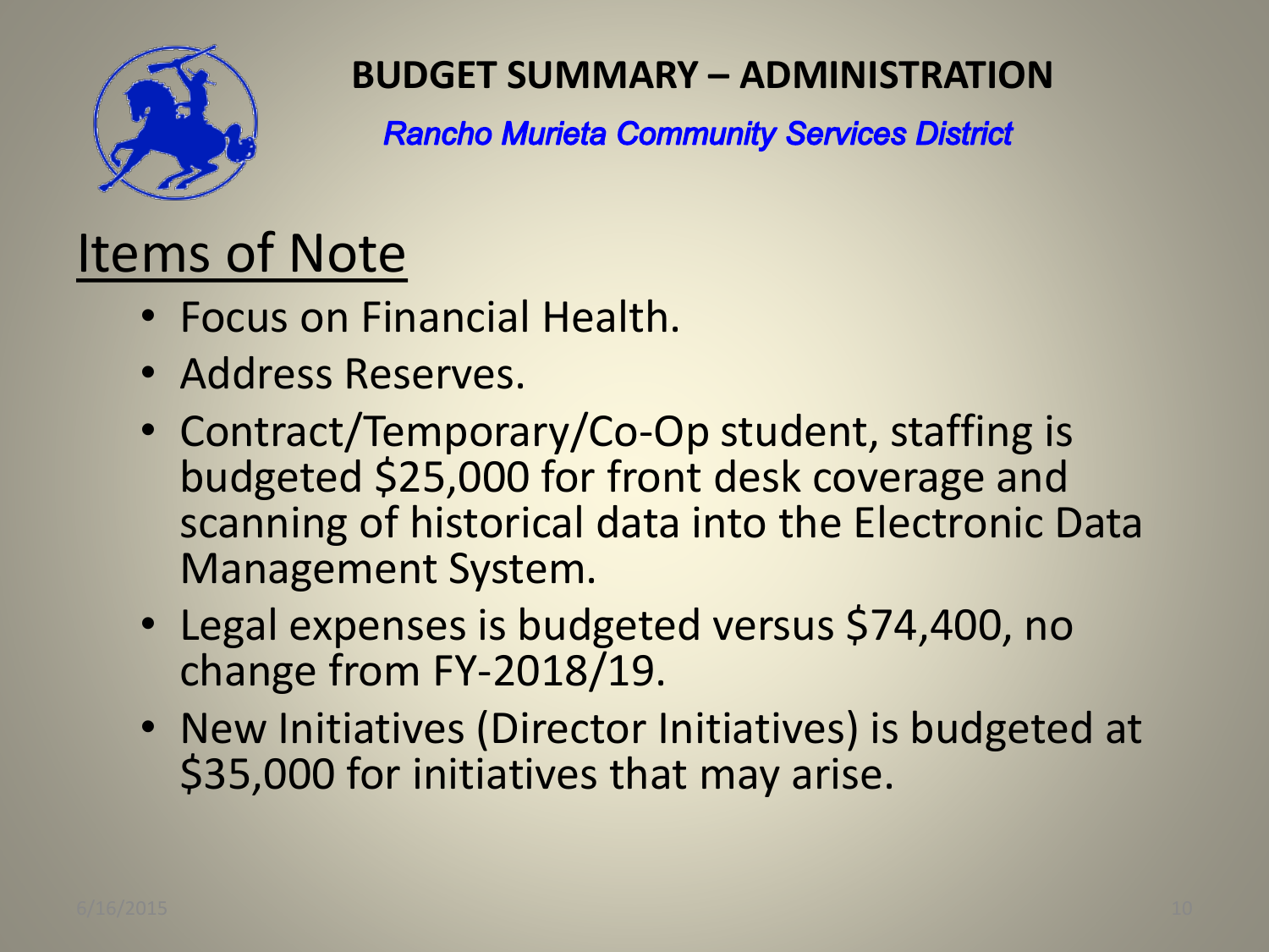# BUDGET SUMMARY – ADMINISTRATION

*Rancho Murieta Community Services District*

## Items of Note

- Focus on Financial Health.
- Address Reserves.
- Contract/Temporary/Co-Op student, staffing is budgeted $25,000 for front desk coverage and scanning of historical data into the Electronic Data Management System.
- Legal expenses is budgeted versus $74,400, no change from FY-2018/19.
- New Initiatives (Director Initiatives) is budgeted at $35,000 for initiatives that may arise.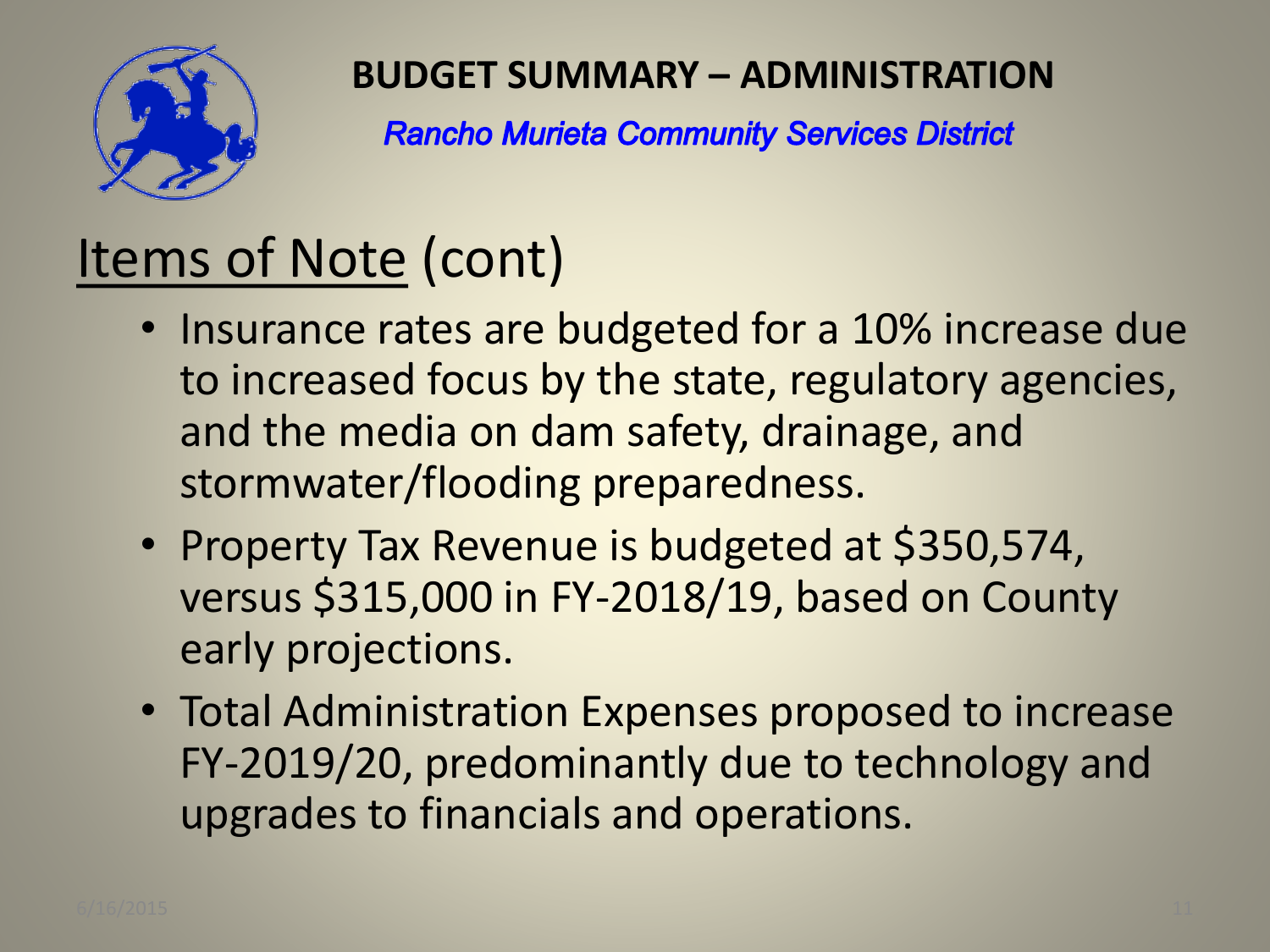# BUDGET SUMMARY – ADMINISTRATION

*Rancho Murieta Community Services District*

## Items of Note (cont)

- Insurance rates are budgeted for a 10% increase due to increased focus by the state, regulatory agencies, and the media on dam safety, drainage, and stormwater/flooding preparedness.
- Property Tax Revenue is budgeted at $350,574, versus $315,000 in FY-2018/19, based on County early projections.
- Total Administration Expenses proposed to increase FY-2019/20, predominantly due to technology and upgrades to financials and operations.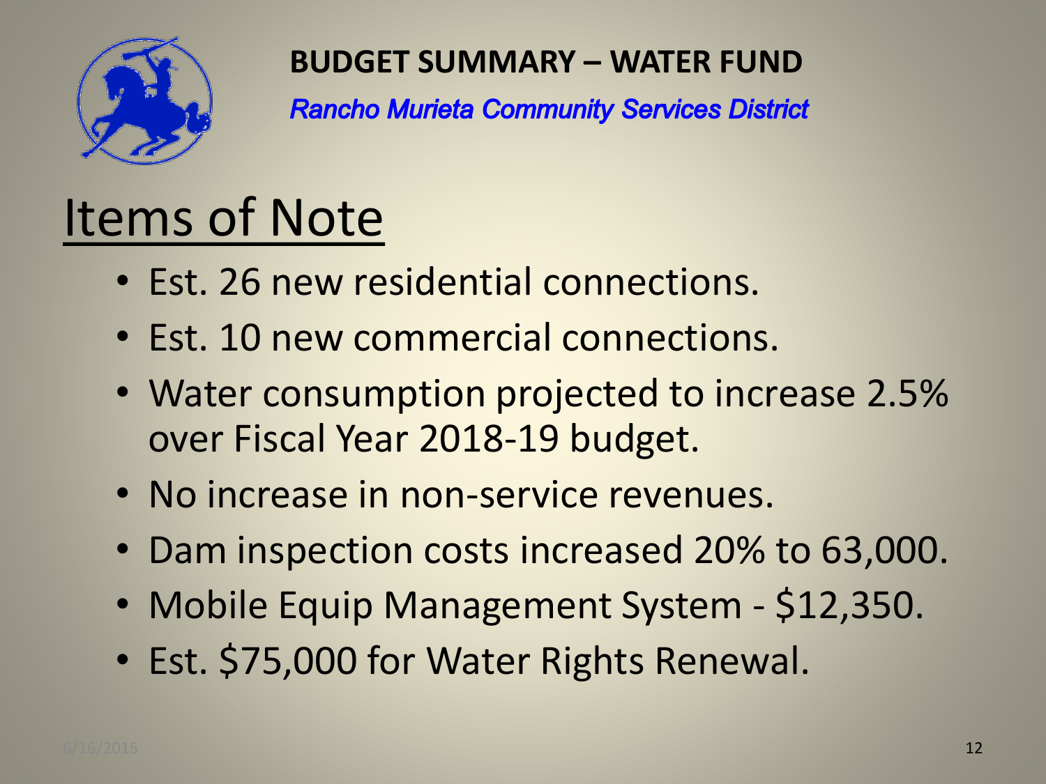**BUDGET SUMMARY – WATER FUND**

*Rancho Murieta Community Services District*

# Items of Note

- Est. 26 new residential connections.
- Est. 10 new commercial connections.
- Water consumption projected to increase 2.5% over Fiscal Year 2018-19 budget.
- No increase in non-service revenues.
- Dam inspection costs increased 20% to 63,000.
- Mobile Equip Management System - $12,350.
- Est. $75,000 for Water Rights Renewal.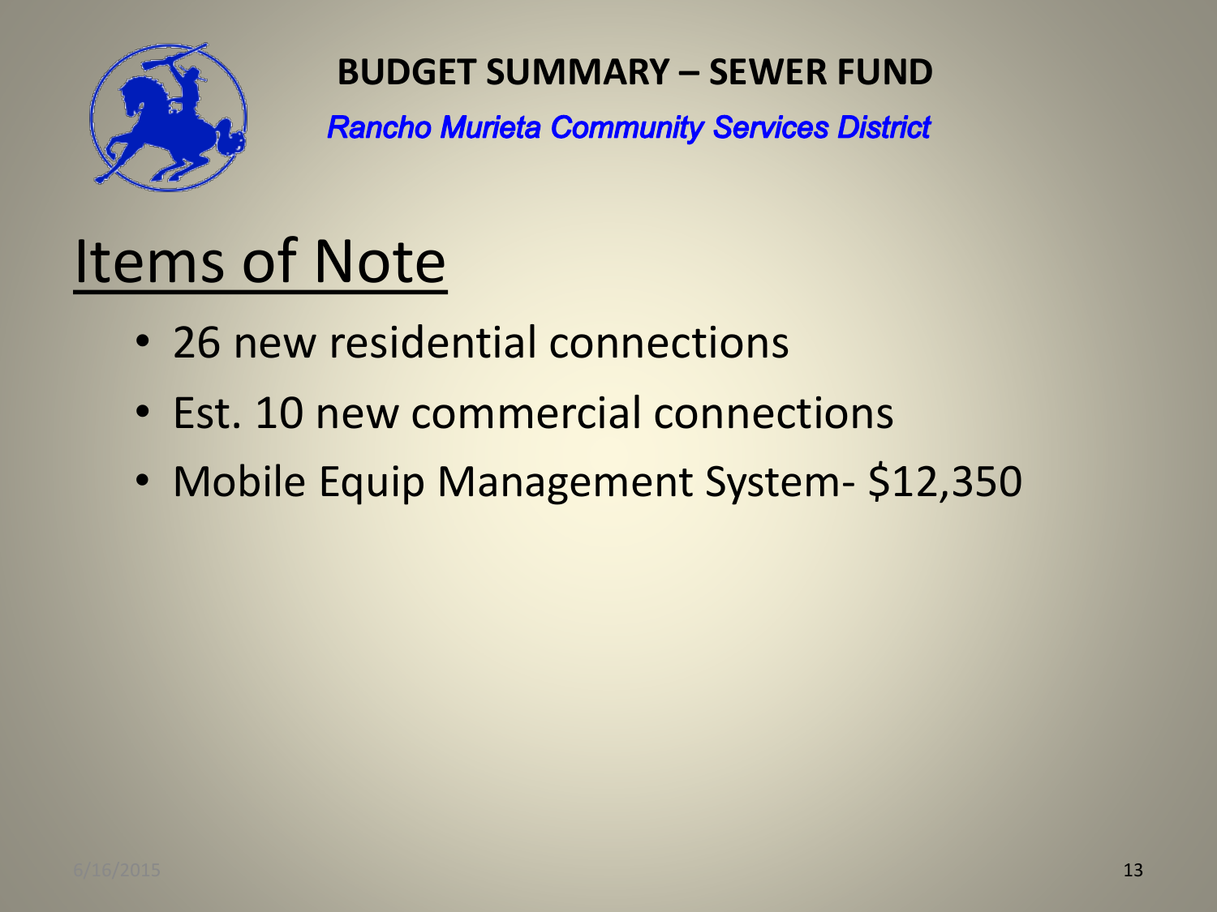# BUDGET SUMMARY – SEWER FUND

*Rancho Murieta Community Services District*

## Items of Note

- 26 new residential connections
- Est. 10 new commercial connections
- Mobile Equip Management System- $12,350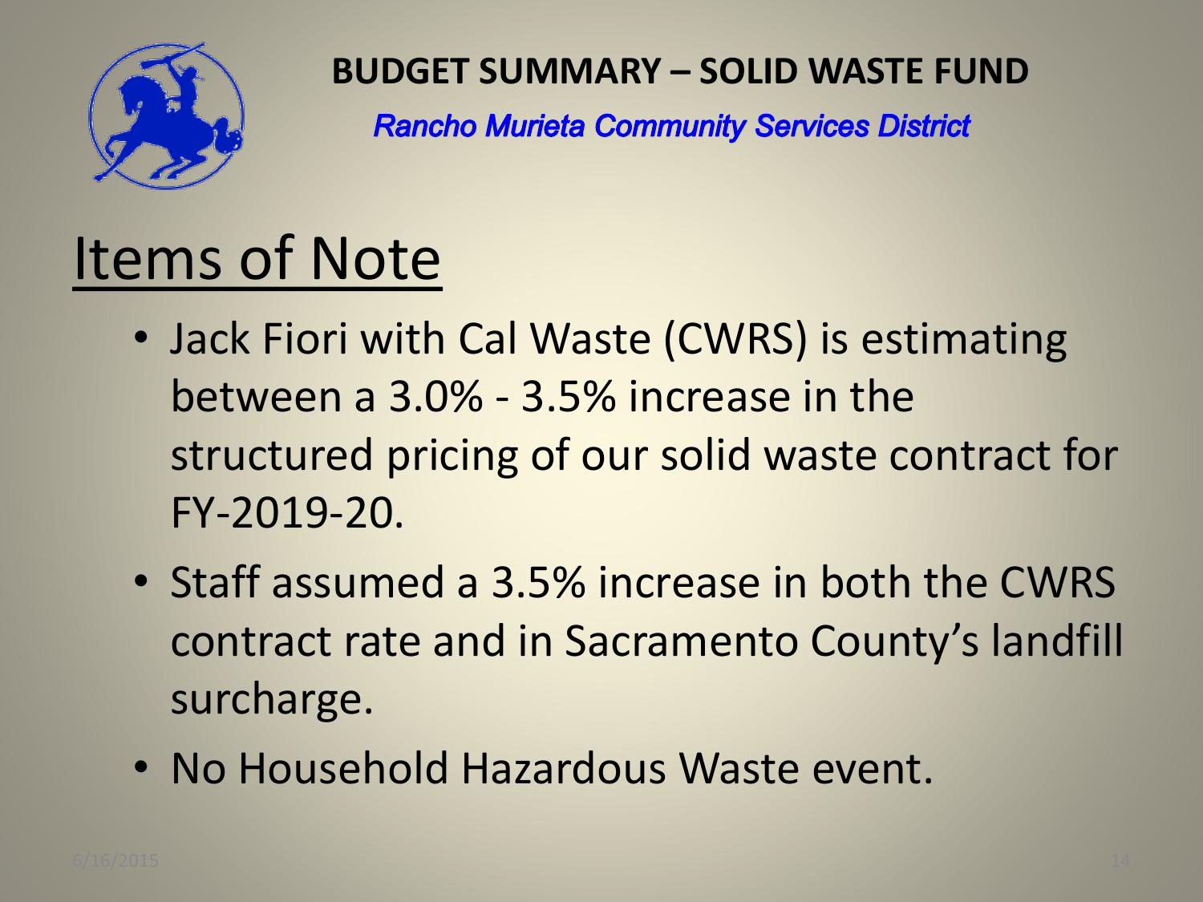**BUDGET SUMMARY – SOLID WASTE FUND**

***Rancho Murieta Community Services District***

# Items of Note

- Jack Fiori with Cal Waste (CWRS) is estimating between a 3.0% - 3.5% increase in the structured pricing of our solid waste contract for FY-2019-20.
- Staff assumed a 3.5% increase in both the CWRS contract rate and in Sacramento County's landfill surcharge.
- No Household Hazardous Waste event.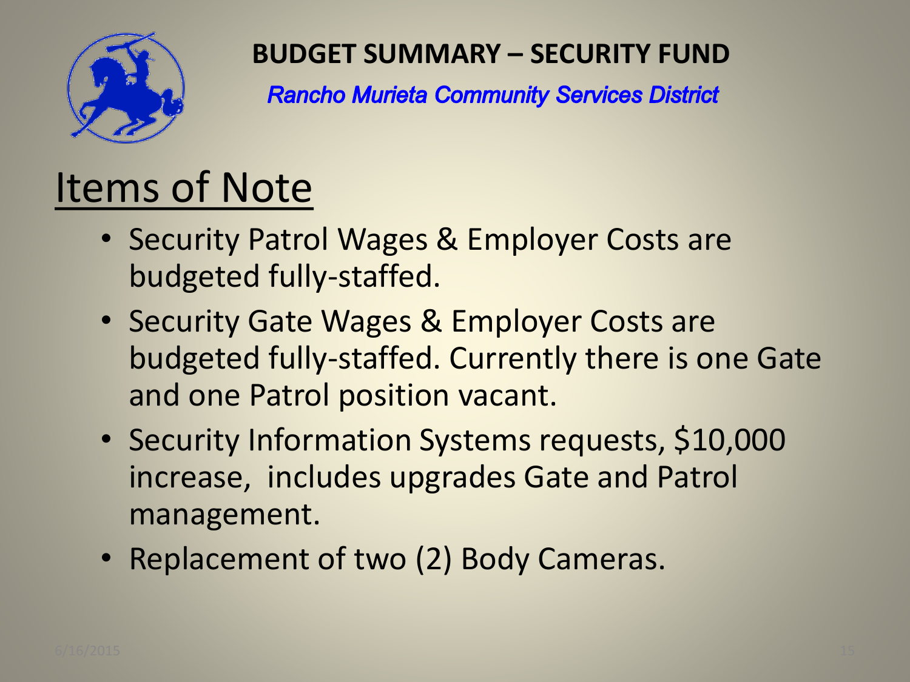# BUDGET SUMMARY – SECURITY FUND

*Rancho Murieta Community Services District*

## Items of Note

- Security Patrol Wages & Employer Costs are budgeted fully-staffed.
- Security Gate Wages & Employer Costs are budgeted fully-staffed. Currently there is one Gate and one Patrol position vacant.
- Security Information Systems requests, $10,000 increase, includes upgrades Gate and Patrol management.
- Replacement of two (2) Body Cameras.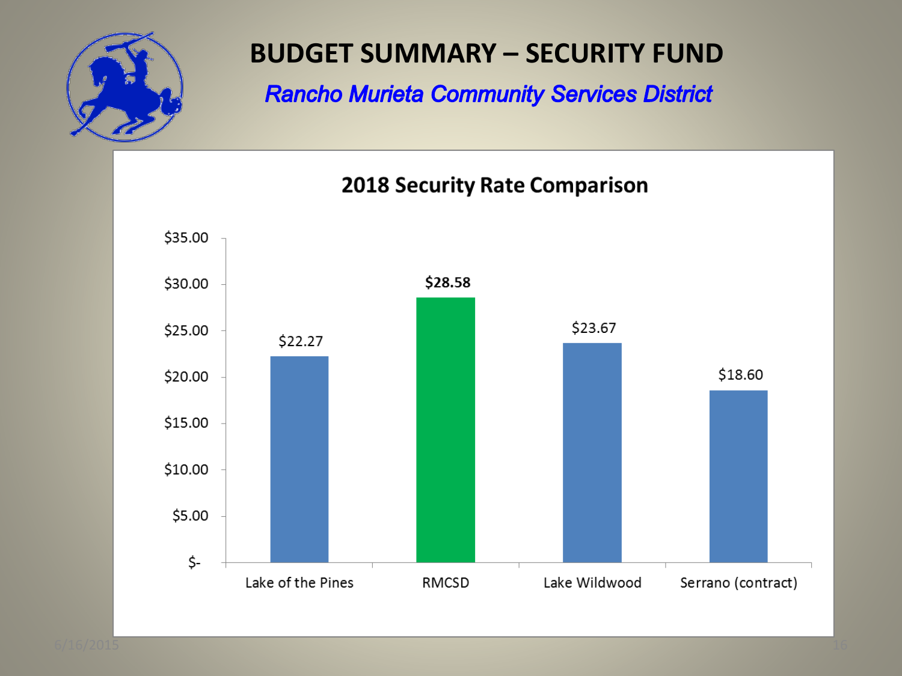# BUDGET SUMMARY – SECURITY FUND

*Rancho Murieta Community Services District*

## 2018 Security Rate Comparison

| Community | Rate |
|---|---|
| Lake of the Pines | $22.27 |
| RMCSD | **$28.58** |
| Lake Wildwood | $23.67 |
| Serrano (contract) | $18.60 |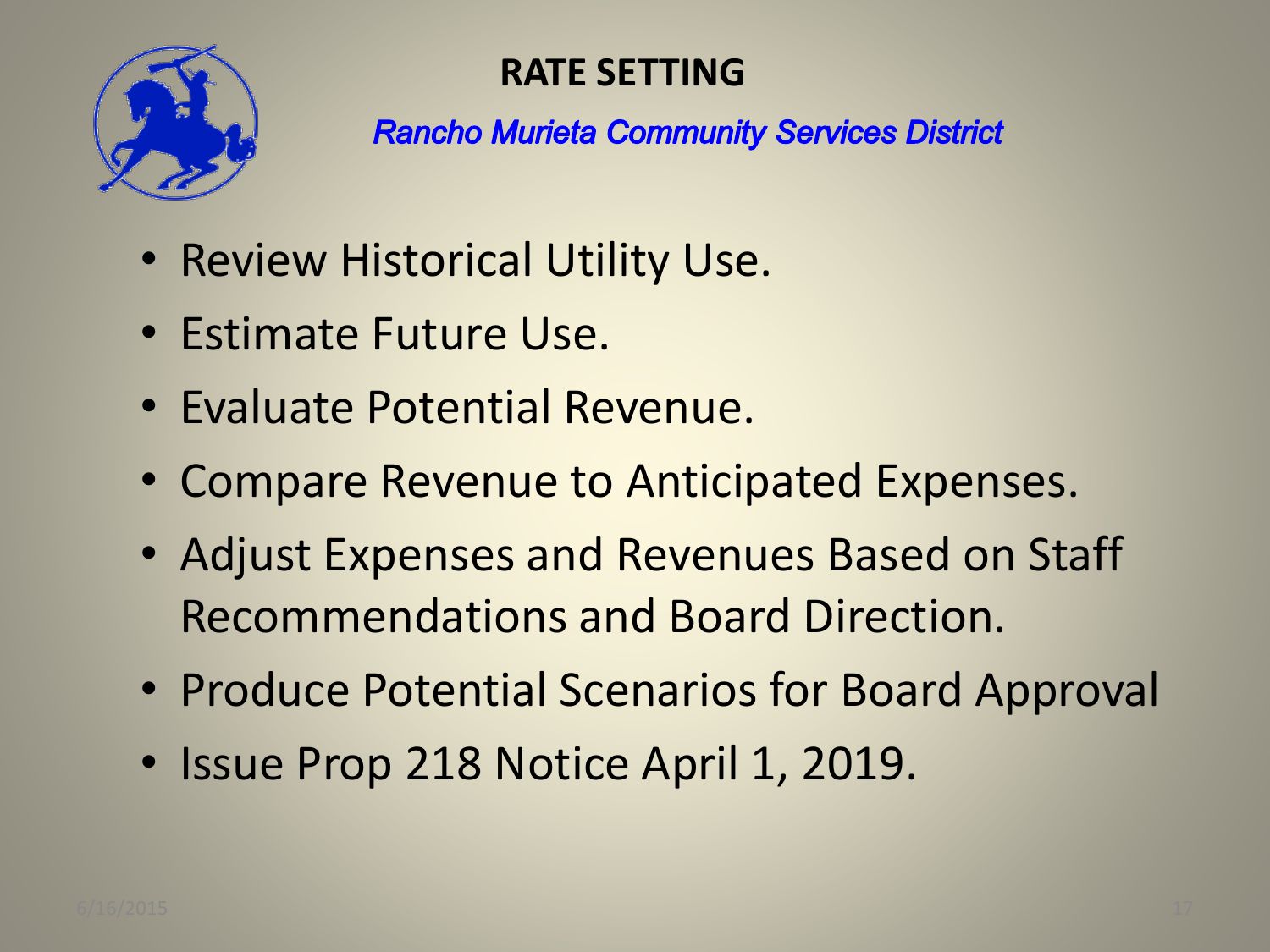# RATE SETTING

***Rancho Murieta Community Services District***

- Review Historical Utility Use.
- Estimate Future Use.
- Evaluate Potential Revenue.
- Compare Revenue to Anticipated Expenses.
- Adjust Expenses and Revenues Based on Staff Recommendations and Board Direction.
- Produce Potential Scenarios for Board Approval
- Issue Prop 218 Notice April 1, 2019.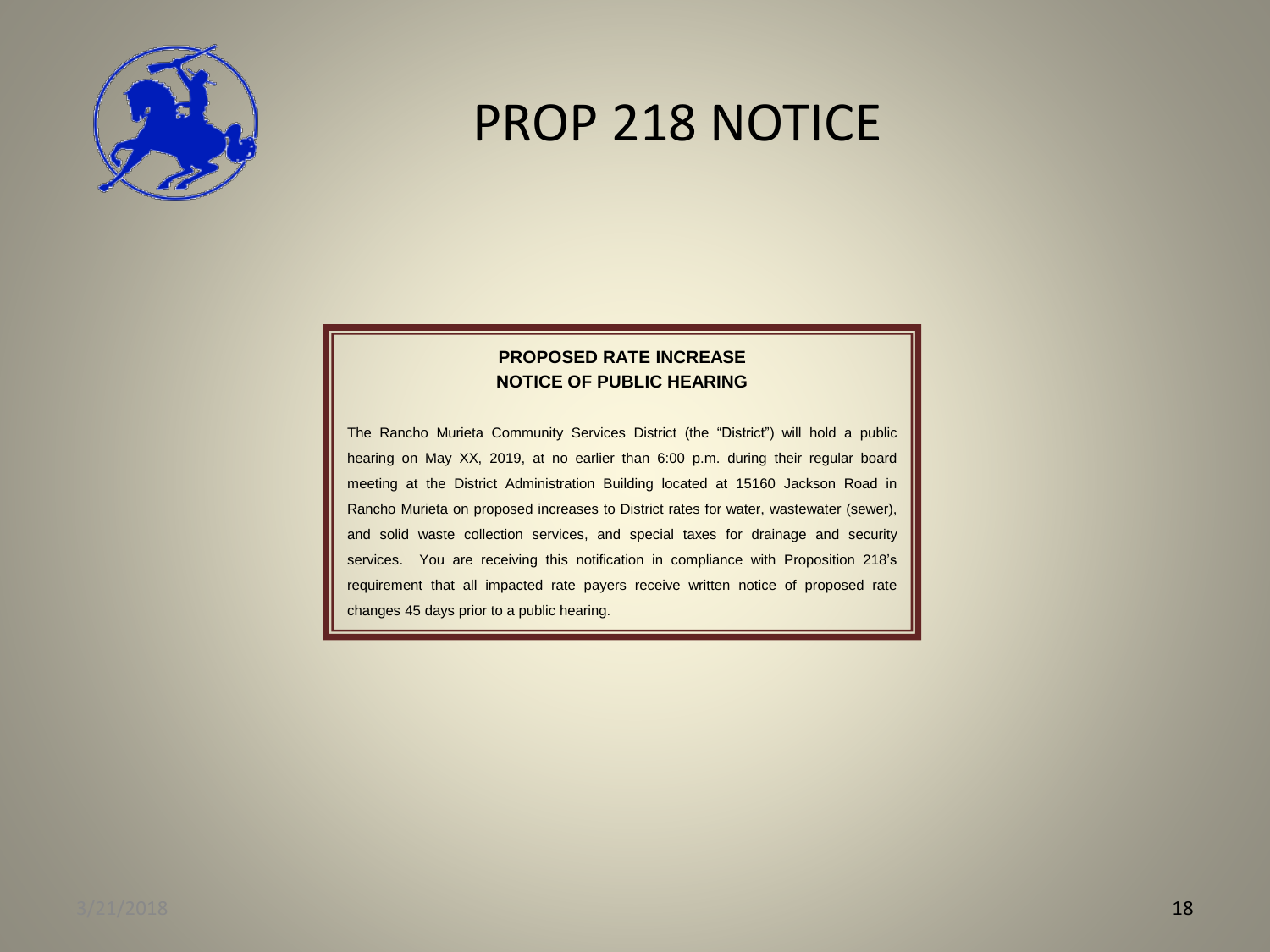# PROP 218 NOTICE

**PROPOSED RATE INCREASE**
**NOTICE OF PUBLIC HEARING**

The Rancho Murieta Community Services District (the "District") will hold a public hearing on May XX, 2019, at no earlier than 6:00 p.m. during their regular board meeting at the District Administration Building located at 15160 Jackson Road in Rancho Murieta on proposed increases to District rates for water, wastewater (sewer), and solid waste collection services, and special taxes for drainage and security services. You are receiving this notification in compliance with Proposition 218's requirement that all impacted rate payers receive written notice of proposed rate changes 45 days prior to a public hearing.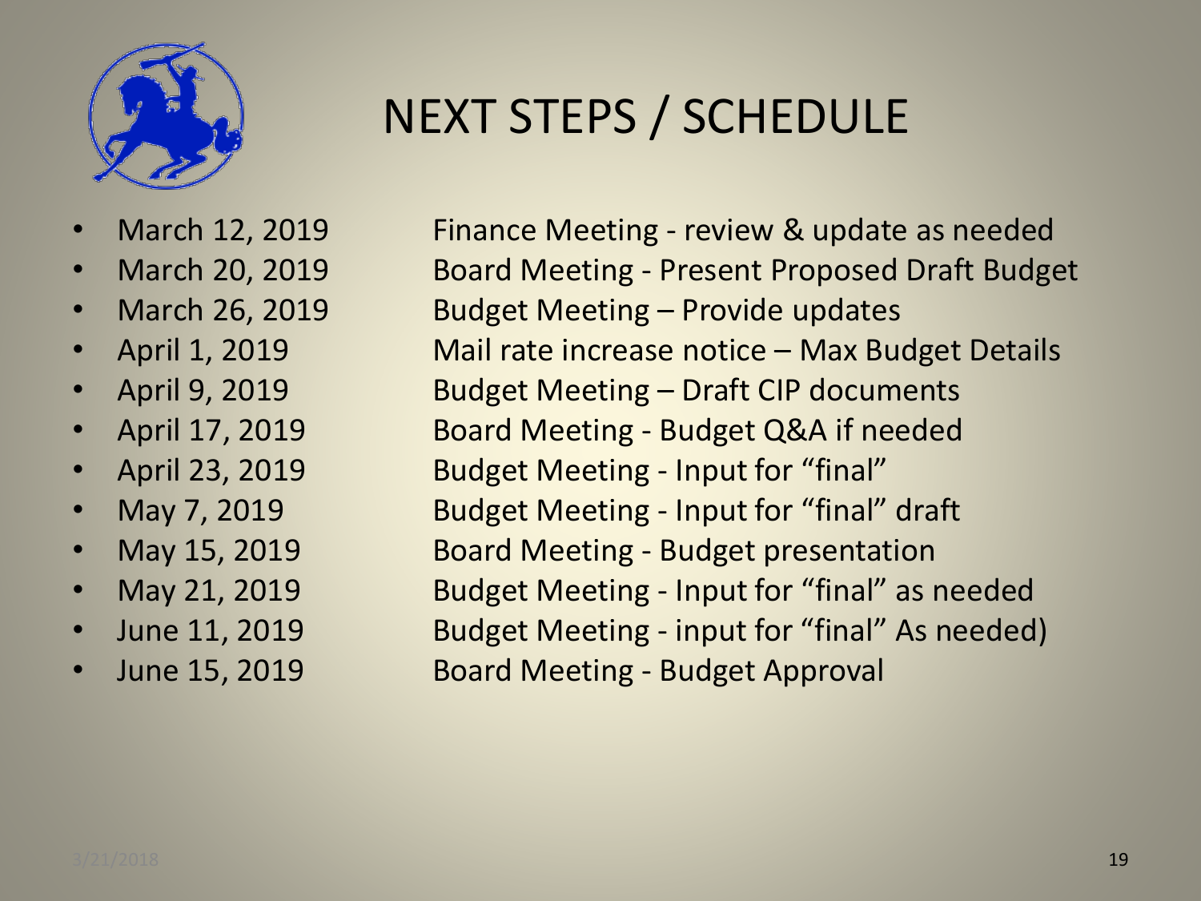# NEXT STEPS / SCHEDULE

- March 12, 2019 — Finance Meeting - review & update as needed
- March 20, 2019 — Board Meeting - Present Proposed Draft Budget
- March 26, 2019 — Budget Meeting – Provide updates
- April 1, 2019 — Mail rate increase notice – Max Budget Details
- April 9, 2019 — Budget Meeting – Draft CIP documents
- April 17, 2019 — Board Meeting - Budget Q&A if needed
- April 23, 2019 — Budget Meeting - Input for "final"
- May 7, 2019 — Budget Meeting - Input for "final" draft
- May 15, 2019 — Board Meeting - Budget presentation
- May 21, 2019 — Budget Meeting - Input for "final" as needed
- June 11, 2019 — Budget Meeting - input for "final" As needed)
- June 15, 2019 — Board Meeting - Budget Approval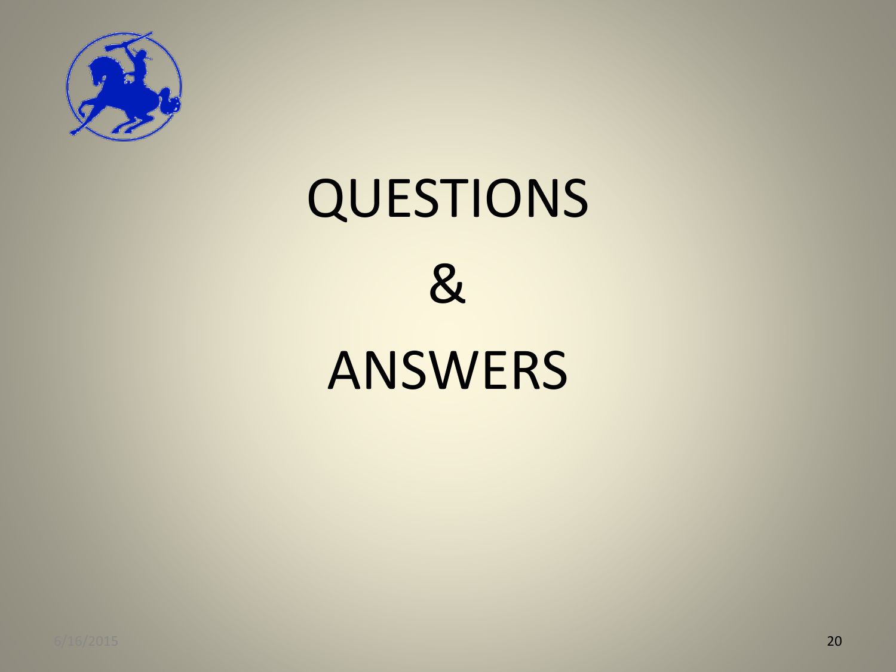# QUESTIONS

# &

# ANSWERS